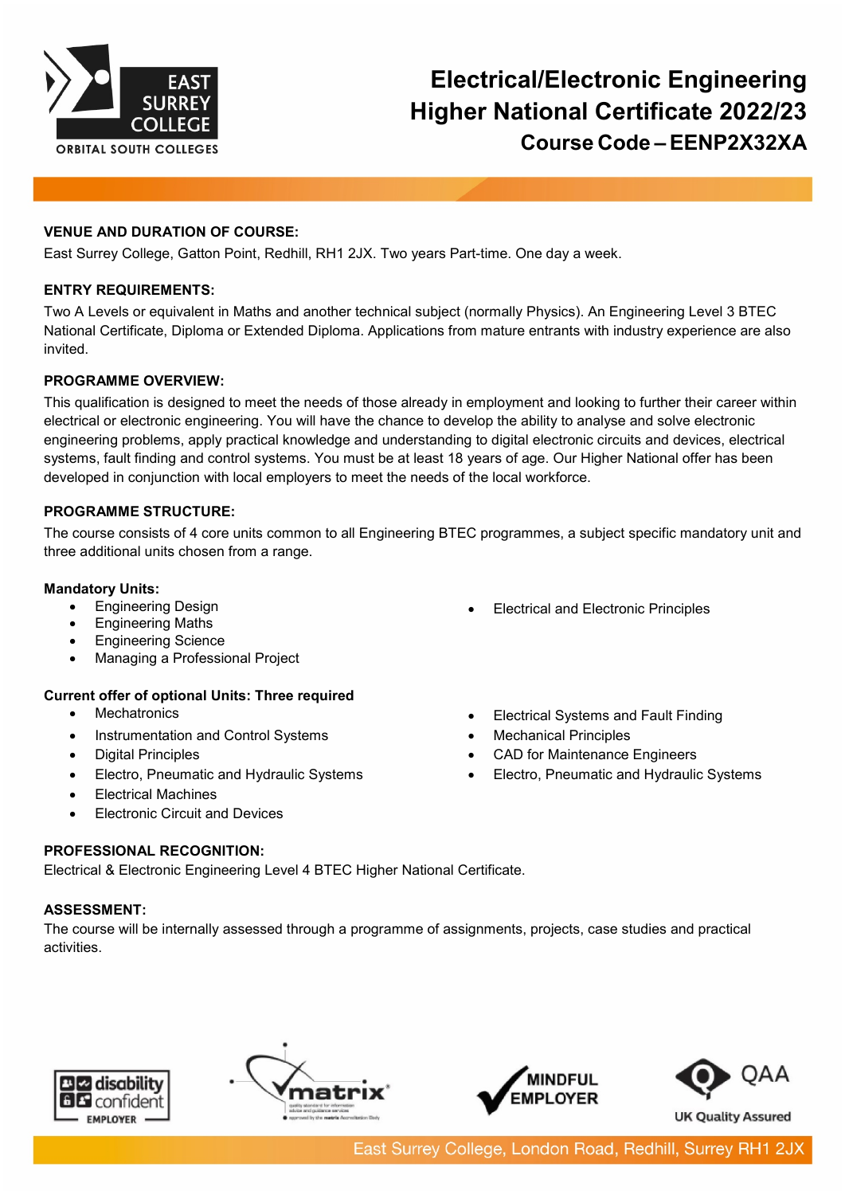# Electrical/Electronic Engineering Higher National Certificate 2022/23

## Course Code – EENP2X32XA

**VENUE AND DURATION OF COURSE:**

East Surrey College, Gatton Point, Redhill, RH1 2JX. Two years Part-time. One day a week.

**ENTRY REQUIREMENTS:**

Two A Levels or equivalent in Maths and another technical subject (normally Physics). An Engineering Level 3 BTEC National Certificate, Diploma or Extended Diploma. Applications from mature entrants with industry experience are also invited.

**PROGRAMME OVERVIEW:**

This qualification is designed to meet the needs of those already in employment and looking to further their career within electrical or electronic engineering. You will have the chance to develop the ability to analyse and solve electronic engineering problems, apply practical knowledge and understanding to digital electronic circuits and devices, electrical systems, fault finding and control systems. You must be at least 18 years of age. Our Higher National offer has been developed in conjunction with local employers to meet the needs of the local workforce.

**PROGRAMME STRUCTURE:**

The course consists of 4 core units common to all Engineering BTEC programmes, a subject specific mandatory unit and three additional units chosen from a range.

**Mandatory Units:**

- Engineering Design
- Engineering Maths
- Engineering Science
- Managing a Professional Project
- Electrical and Electronic Principles

**Current offer of optional Units: Three required**

- Mechatronics
- Instrumentation and Control Systems
- Digital Principles
- Electro, Pneumatic and Hydraulic Systems
- Electrical Machines
- Electronic Circuit and Devices
- Electrical Systems and Fault Finding
- Mechanical Principles
- CAD for Maintenance Engineers
- Electro, Pneumatic and Hydraulic Systems

**PROFESSIONAL RECOGNITION:**

Electrical & Electronic Engineering Level 4 BTEC Higher National Certificate.

**ASSESSMENT:**

The course will be internally assessed through a programme of assignments, projects, case studies and practical activities.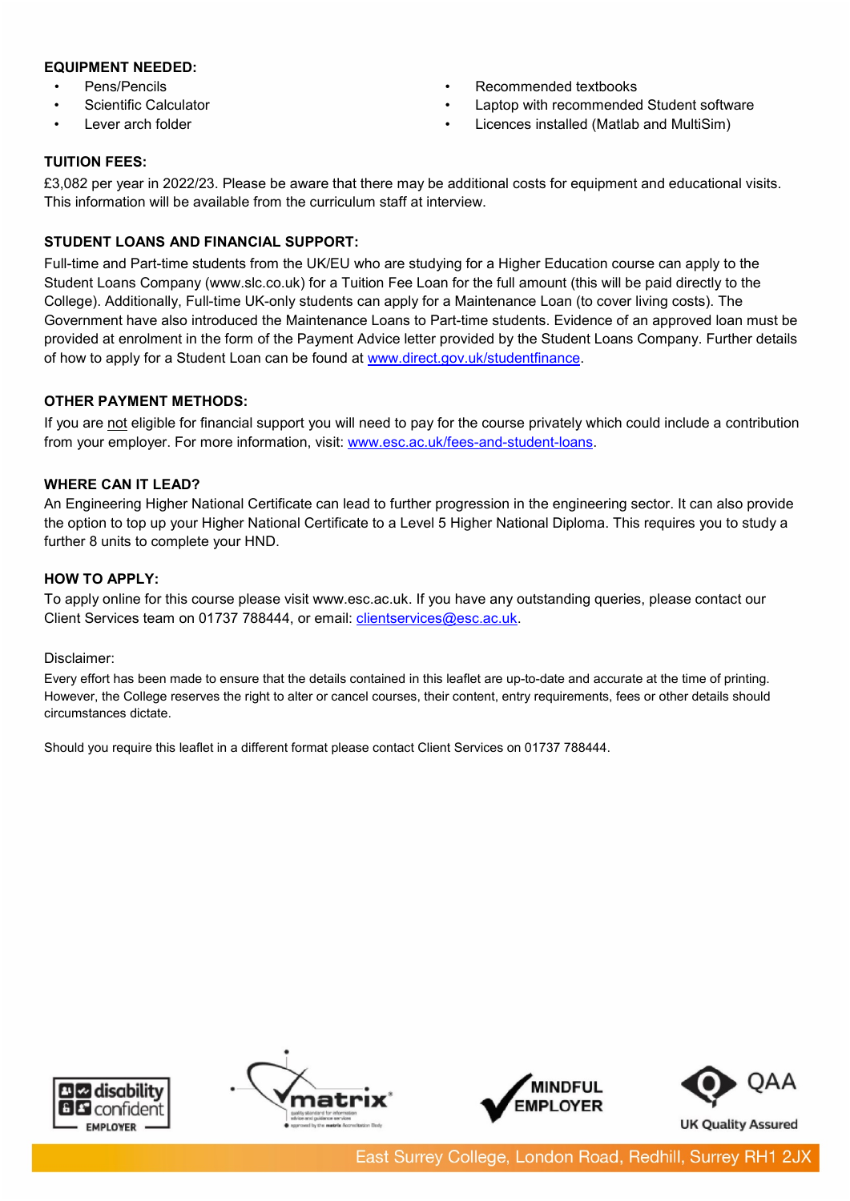**EQUIPMENT NEEDED:**

- Pens/Pencils
- Scientific Calculator
- Lever arch folder
- Recommended textbooks
- Laptop with recommended Student software
- Licences installed (Matlab and MultiSim)

**TUITION FEES:**

£3,082 per year in 2022/23. Please be aware that there may be additional costs for equipment and educational visits. This information will be available from the curriculum staff at interview.

**STUDENT LOANS AND FINANCIAL SUPPORT:**

Full-time and Part-time students from the UK/EU who are studying for a Higher Education course can apply to the Student Loans Company (www.slc.co.uk) for a Tuition Fee Loan for the full amount (this will be paid directly to the College). Additionally, Full-time UK-only students can apply for a Maintenance Loan (to cover living costs). The Government have also introduced the Maintenance Loans to Part-time students. Evidence of an approved loan must be provided at enrolment in the form of the Payment Advice letter provided by the Student Loans Company. Further details of how to apply for a Student Loan can be found at www.direct.gov.uk/studentfinance.

**OTHER PAYMENT METHODS:**

If you are not eligible for financial support you will need to pay for the course privately which could include a contribution from your employer. For more information, visit: www.esc.ac.uk/fees-and-student-loans.

**WHERE CAN IT LEAD?**

An Engineering Higher National Certificate can lead to further progression in the engineering sector. It can also provide the option to top up your Higher National Certificate to a Level 5 Higher National Diploma. This requires you to study a further 8 units to complete your HND.

**HOW TO APPLY:**

To apply online for this course please visit www.esc.ac.uk. If you have any outstanding queries, please contact our Client Services team on 01737 788444, or email: clientservices@esc.ac.uk.

Disclaimer:

Every effort has been made to ensure that the details contained in this leaflet are up-to-date and accurate at the time of printing. However, the College reserves the right to alter or cancel courses, their content, entry requirements, fees or other details should circumstances dictate.

Should you require this leaflet in a different format please contact Client Services on 01737 788444.

disability confident EMPLOYER

matrix

MINDFUL EMPLOYER

QAA UK Quality Assured

East Surrey College, London Road, Redhill, Surrey RH1 2JX